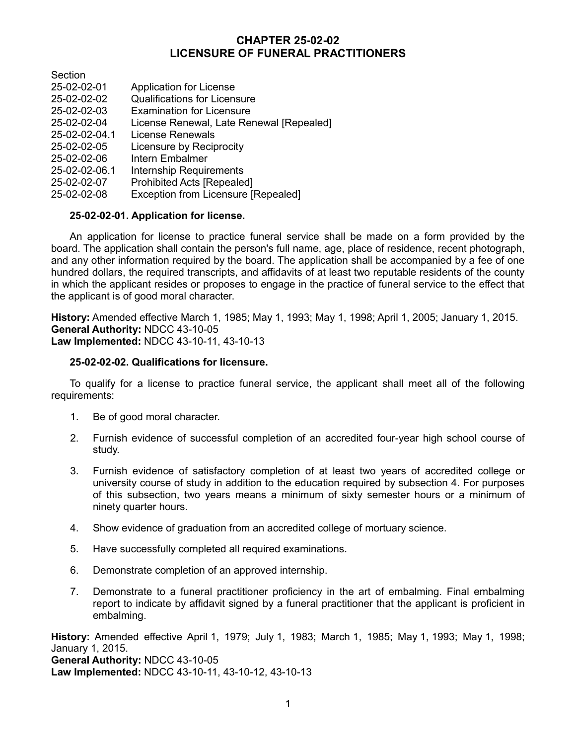# CHAPTER 25-02-02
# LICENSURE OF FUNERAL PRACTITIONERS

| Section | |
|---|---|
| 25-02-02-01 | Application for License |
| 25-02-02-02 | Qualifications for Licensure |
| 25-02-02-03 | Examination for Licensure |
| 25-02-02-04 | License Renewal, Late Renewal [Repealed] |
| 25-02-02-04.1 | License Renewals |
| 25-02-02-05 | Licensure by Reciprocity |
| 25-02-02-06 | Intern Embalmer |
| 25-02-02-06.1 | Internship Requirements |
| 25-02-02-07 | Prohibited Acts [Repealed] |
| 25-02-02-08 | Exception from Licensure [Repealed] |

### 25-02-02-01. Application for license.

An application for license to practice funeral service shall be made on a form provided by the board. The application shall contain the person's full name, age, place of residence, recent photograph, and any other information required by the board. The application shall be accompanied by a fee of one hundred dollars, the required transcripts, and affidavits of at least two reputable residents of the county in which the applicant resides or proposes to engage in the practice of funeral service to the effect that the applicant is of good moral character.

**History:** Amended effective March 1, 1985; May 1, 1993; May 1, 1998; April 1, 2005; January 1, 2015.
**General Authority:** NDCC 43-10-05
**Law Implemented:** NDCC 43-10-11, 43-10-13

### 25-02-02-02. Qualifications for licensure.

To qualify for a license to practice funeral service, the applicant shall meet all of the following requirements:

1. Be of good moral character.
2. Furnish evidence of successful completion of an accredited four-year high school course of study.
3. Furnish evidence of satisfactory completion of at least two years of accredited college or university course of study in addition to the education required by subsection 4. For purposes of this subsection, two years means a minimum of sixty semester hours or a minimum of ninety quarter hours.
4. Show evidence of graduation from an accredited college of mortuary science.
5. Have successfully completed all required examinations.
6. Demonstrate completion of an approved internship.
7. Demonstrate to a funeral practitioner proficiency in the art of embalming. Final embalming report to indicate by affidavit signed by a funeral practitioner that the applicant is proficient in embalming.

**History:** Amended effective April 1, 1979; July 1, 1983; March 1, 1985; May 1, 1993; May 1, 1998; January 1, 2015.
**General Authority:** NDCC 43-10-05
**Law Implemented:** NDCC 43-10-11, 43-10-12, 43-10-13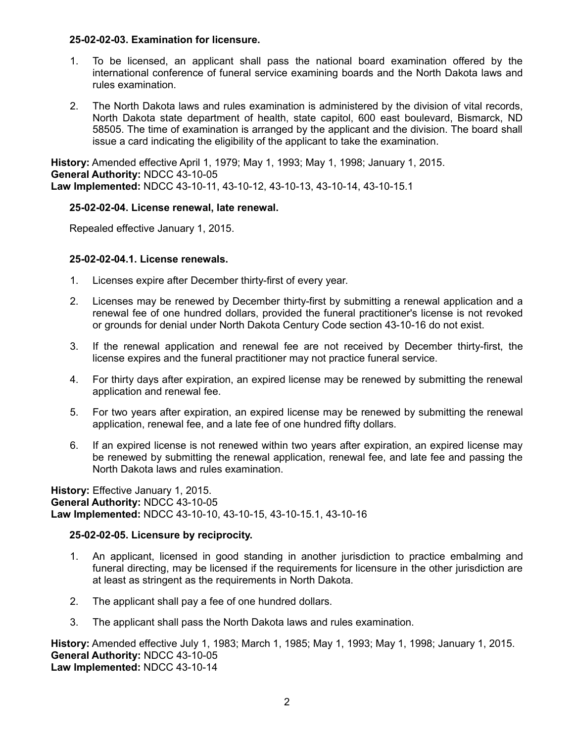**25-02-02-03. Examination for licensure.**

1. To be licensed, an applicant shall pass the national board examination offered by the international conference of funeral service examining boards and the North Dakota laws and rules examination.

2. The North Dakota laws and rules examination is administered by the division of vital records, North Dakota state department of health, state capitol, 600 east boulevard, Bismarck, ND 58505. The time of examination is arranged by the applicant and the division. The board shall issue a card indicating the eligibility of the applicant to take the examination.

**History:** Amended effective April 1, 1979; May 1, 1993; May 1, 1998; January 1, 2015.
**General Authority:** NDCC 43-10-05
**Law Implemented:** NDCC 43-10-11, 43-10-12, 43-10-13, 43-10-14, 43-10-15.1

**25-02-02-04. License renewal, late renewal.**

Repealed effective January 1, 2015.

**25-02-02-04.1. License renewals.**

1. Licenses expire after December thirty-first of every year.

2. Licenses may be renewed by December thirty-first by submitting a renewal application and a renewal fee of one hundred dollars, provided the funeral practitioner's license is not revoked or grounds for denial under North Dakota Century Code section 43-10-16 do not exist.

3. If the renewal application and renewal fee are not received by December thirty-first, the license expires and the funeral practitioner may not practice funeral service.

4. For thirty days after expiration, an expired license may be renewed by submitting the renewal application and renewal fee.

5. For two years after expiration, an expired license may be renewed by submitting the renewal application, renewal fee, and a late fee of one hundred fifty dollars.

6. If an expired license is not renewed within two years after expiration, an expired license may be renewed by submitting the renewal application, renewal fee, and late fee and passing the North Dakota laws and rules examination.

**History:** Effective January 1, 2015.
**General Authority:** NDCC 43-10-05
**Law Implemented:** NDCC 43-10-10, 43-10-15, 43-10-15.1, 43-10-16

**25-02-02-05. Licensure by reciprocity.**

1. An applicant, licensed in good standing in another jurisdiction to practice embalming and funeral directing, may be licensed if the requirements for licensure in the other jurisdiction are at least as stringent as the requirements in North Dakota.

2. The applicant shall pay a fee of one hundred dollars.

3. The applicant shall pass the North Dakota laws and rules examination.

**History:** Amended effective July 1, 1983; March 1, 1985; May 1, 1993; May 1, 1998; January 1, 2015.
**General Authority:** NDCC 43-10-05
**Law Implemented:** NDCC 43-10-14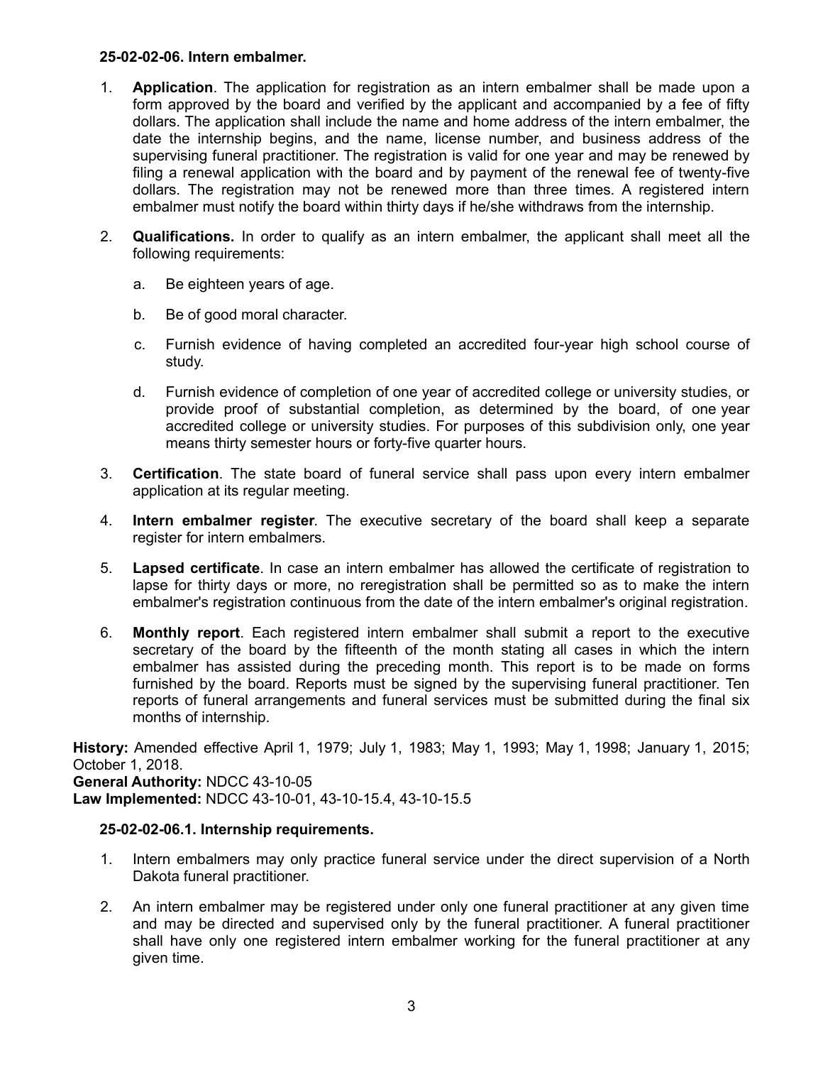**25-02-02-06. Intern embalmer.**

1. **Application**. The application for registration as an intern embalmer shall be made upon a form approved by the board and verified by the applicant and accompanied by a fee of fifty dollars. The application shall include the name and home address of the intern embalmer, the date the internship begins, and the name, license number, and business address of the supervising funeral practitioner. The registration is valid for one year and may be renewed by filing a renewal application with the board and by payment of the renewal fee of twenty-five dollars. The registration may not be renewed more than three times. A registered intern embalmer must notify the board within thirty days if he/she withdraws from the internship.

2. **Qualifications.** In order to qualify as an intern embalmer, the applicant shall meet all the following requirements:

   a. Be eighteen years of age.

   b. Be of good moral character.

   c. Furnish evidence of having completed an accredited four-year high school course of study.

   d. Furnish evidence of completion of one year of accredited college or university studies, or provide proof of substantial completion, as determined by the board, of one year accredited college or university studies. For purposes of this subdivision only, one year means thirty semester hours or forty-five quarter hours.

3. **Certification**. The state board of funeral service shall pass upon every intern embalmer application at its regular meeting.

4. **Intern embalmer register**. The executive secretary of the board shall keep a separate register for intern embalmers.

5. **Lapsed certificate**. In case an intern embalmer has allowed the certificate of registration to lapse for thirty days or more, no reregistration shall be permitted so as to make the intern embalmer's registration continuous from the date of the intern embalmer's original registration.

6. **Monthly report**. Each registered intern embalmer shall submit a report to the executive secretary of the board by the fifteenth of the month stating all cases in which the intern embalmer has assisted during the preceding month. This report is to be made on forms furnished by the board. Reports must be signed by the supervising funeral practitioner. Ten reports of funeral arrangements and funeral services must be submitted during the final six months of internship.

**History:** Amended effective April 1, 1979; July 1, 1983; May 1, 1993; May 1, 1998; January 1, 2015; October 1, 2018.
**General Authority:** NDCC 43-10-05
**Law Implemented:** NDCC 43-10-01, 43-10-15.4, 43-10-15.5

**25-02-02-06.1. Internship requirements.**

1. Intern embalmers may only practice funeral service under the direct supervision of a North Dakota funeral practitioner.

2. An intern embalmer may be registered under only one funeral practitioner at any given time and may be directed and supervised only by the funeral practitioner. A funeral practitioner shall have only one registered intern embalmer working for the funeral practitioner at any given time.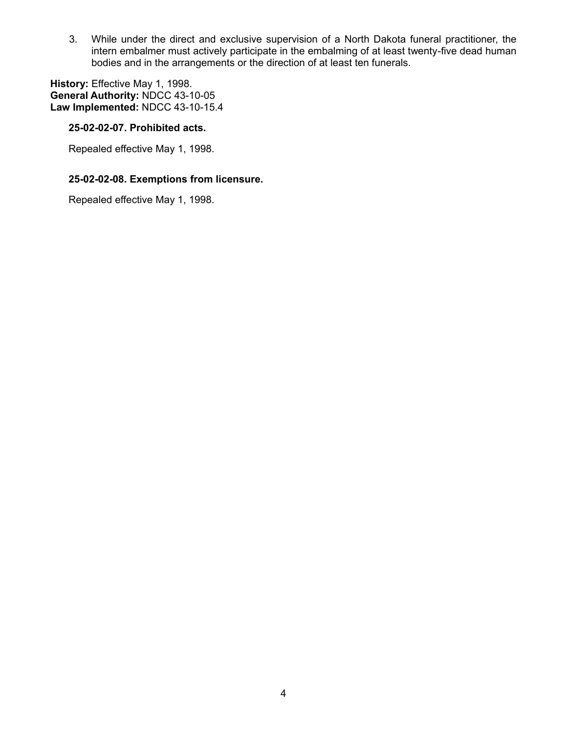3. While under the direct and exclusive supervision of a North Dakota funeral practitioner, the intern embalmer must actively participate in the embalming of at least twenty-five dead human bodies and in the arrangements or the direction of at least ten funerals.

**History:** Effective May 1, 1998.
**General Authority:** NDCC 43-10-05
**Law Implemented:** NDCC 43-10-15.4

**25-02-02-07. Prohibited acts.**

Repealed effective May 1, 1998.

**25-02-02-08. Exemptions from licensure.**

Repealed effective May 1, 1998.